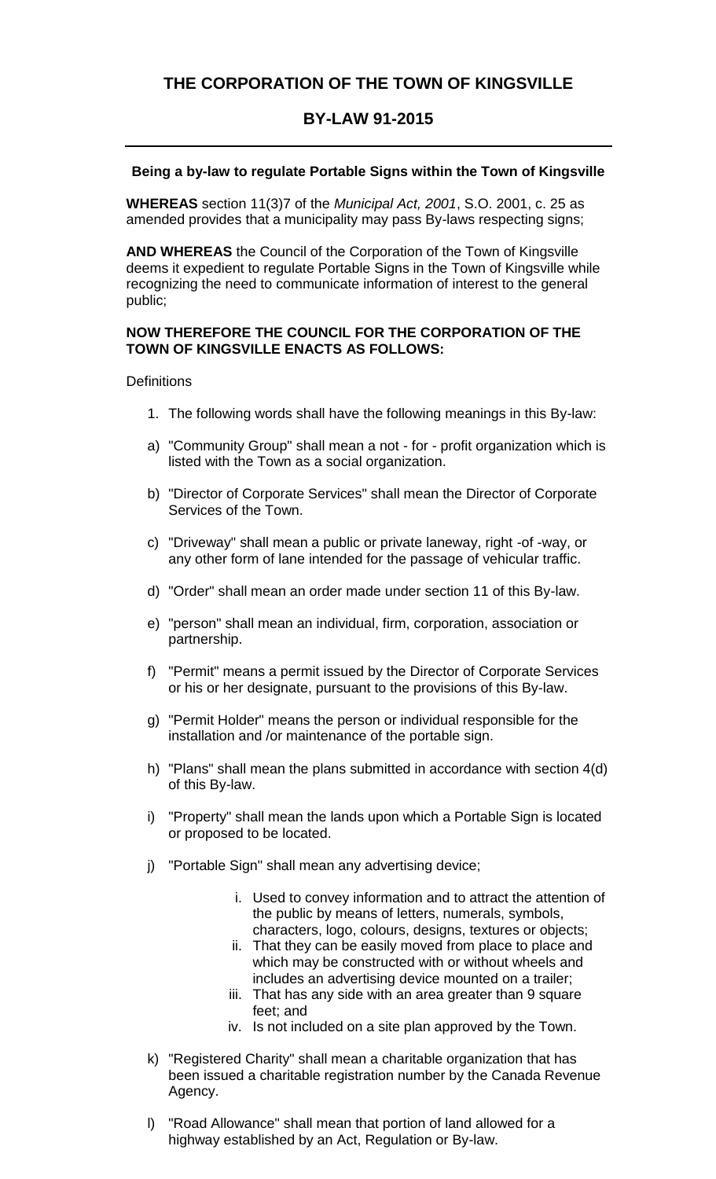# THE CORPORATION OF THE TOWN OF KINGSVILLE

## BY-LAW 91-2015

---

**Being a by-law to regulate Portable Signs within the Town of Kingsville**

**WHEREAS** section 11(3)7 of the *Municipal Act, 2001*, S.O. 2001, c. 25 as amended provides that a municipality may pass By-laws respecting signs;

**AND WHEREAS** the Council of the Corporation of the Town of Kingsville deems it expedient to regulate Portable Signs in the Town of Kingsville while recognizing the need to communicate information of interest to the general public;

**NOW THEREFORE THE COUNCIL FOR THE CORPORATION OF THE TOWN OF KINGSVILLE ENACTS AS FOLLOWS:**

Definitions

1. The following words shall have the following meanings in this By-law:

a) "Community Group" shall mean a not - for - profit organization which is listed with the Town as a social organization.

b) "Director of Corporate Services" shall mean the Director of Corporate Services of the Town.

c) "Driveway" shall mean a public or private laneway, right -of -way, or any other form of lane intended for the passage of vehicular traffic.

d) "Order" shall mean an order made under section 11 of this By-law.

e) "person" shall mean an individual, firm, corporation, association or partnership.

f) "Permit" means a permit issued by the Director of Corporate Services or his or her designate, pursuant to the provisions of this By-law.

g) "Permit Holder" means the person or individual responsible for the installation and /or maintenance of the portable sign.

h) "Plans" shall mean the plans submitted in accordance with section 4(d) of this By-law.

i) "Property" shall mean the lands upon which a Portable Sign is located or proposed to be located.

j) "Portable Sign" shall mean any advertising device;

   i. Used to convey information and to attract the attention of the public by means of letters, numerals, symbols, characters, logo, colours, designs, textures or objects;
   ii. That they can be easily moved from place to place and which may be constructed with or without wheels and includes an advertising device mounted on a trailer;
   iii. That has any side with an area greater than 9 square feet; and
   iv. Is not included on a site plan approved by the Town.

k) "Registered Charity" shall mean a charitable organization that has been issued a charitable registration number by the Canada Revenue Agency.

l) "Road Allowance" shall mean that portion of land allowed for a highway established by an Act, Regulation or By-law.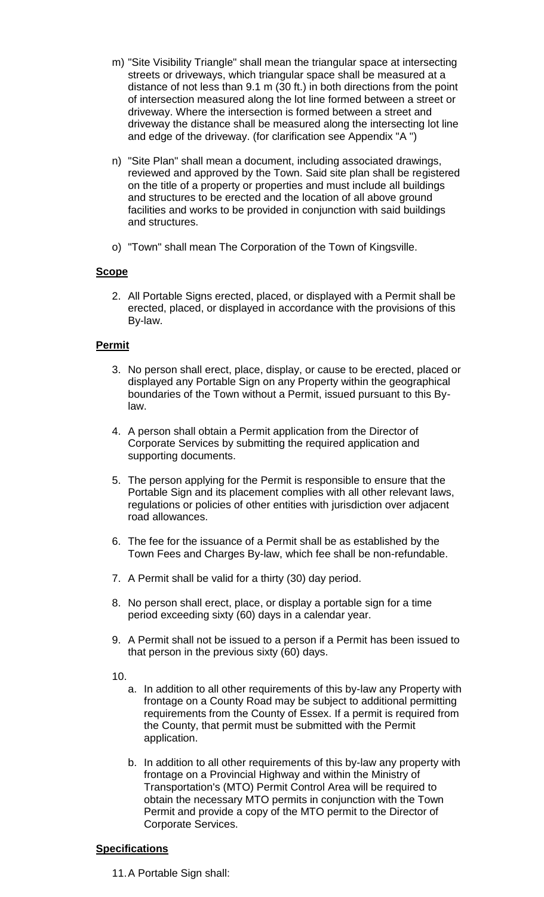m) "Site Visibility Triangle" shall mean the triangular space at intersecting streets or driveways, which triangular space shall be measured at a distance of not less than 9.1 m (30 ft.) in both directions from the point of intersection measured along the lot line formed between a street or driveway. Where the intersection is formed between a street and driveway the distance shall be measured along the intersecting lot line and edge of the driveway. (for clarification see Appendix "A ")

n) "Site Plan" shall mean a document, including associated drawings, reviewed and approved by the Town. Said site plan shall be registered on the title of a property or properties and must include all buildings and structures to be erected and the location of all above ground facilities and works to be provided in conjunction with said buildings and structures.

o) "Town" shall mean The Corporation of the Town of Kingsville.

**Scope**

2. All Portable Signs erected, placed, or displayed with a Permit shall be erected, placed, or displayed in accordance with the provisions of this By-law.

**Permit**

3. No person shall erect, place, display, or cause to be erected, placed or displayed any Portable Sign on any Property within the geographical boundaries of the Town without a Permit, issued pursuant to this By-law.

4. A person shall obtain a Permit application from the Director of Corporate Services by submitting the required application and supporting documents.

5. The person applying for the Permit is responsible to ensure that the Portable Sign and its placement complies with all other relevant laws, regulations or policies of other entities with jurisdiction over adjacent road allowances.

6. The fee for the issuance of a Permit shall be as established by the Town Fees and Charges By-law, which fee shall be non-refundable.

7. A Permit shall be valid for a thirty (30) day period.

8. No person shall erect, place, or display a portable sign for a time period exceeding sixty (60) days in a calendar year.

9. A Permit shall not be issued to a person if a Permit has been issued to that person in the previous sixty (60) days.

10.
   a. In addition to all other requirements of this by-law any Property with frontage on a County Road may be subject to additional permitting requirements from the County of Essex. If a permit is required from the County, that permit must be submitted with the Permit application.

   b. In addition to all other requirements of this by-law any property with frontage on a Provincial Highway and within the Ministry of Transportation's (MTO) Permit Control Area will be required to obtain the necessary MTO permits in conjunction with the Town Permit and provide a copy of the MTO permit to the Director of Corporate Services.

**Specifications**

11. A Portable Sign shall: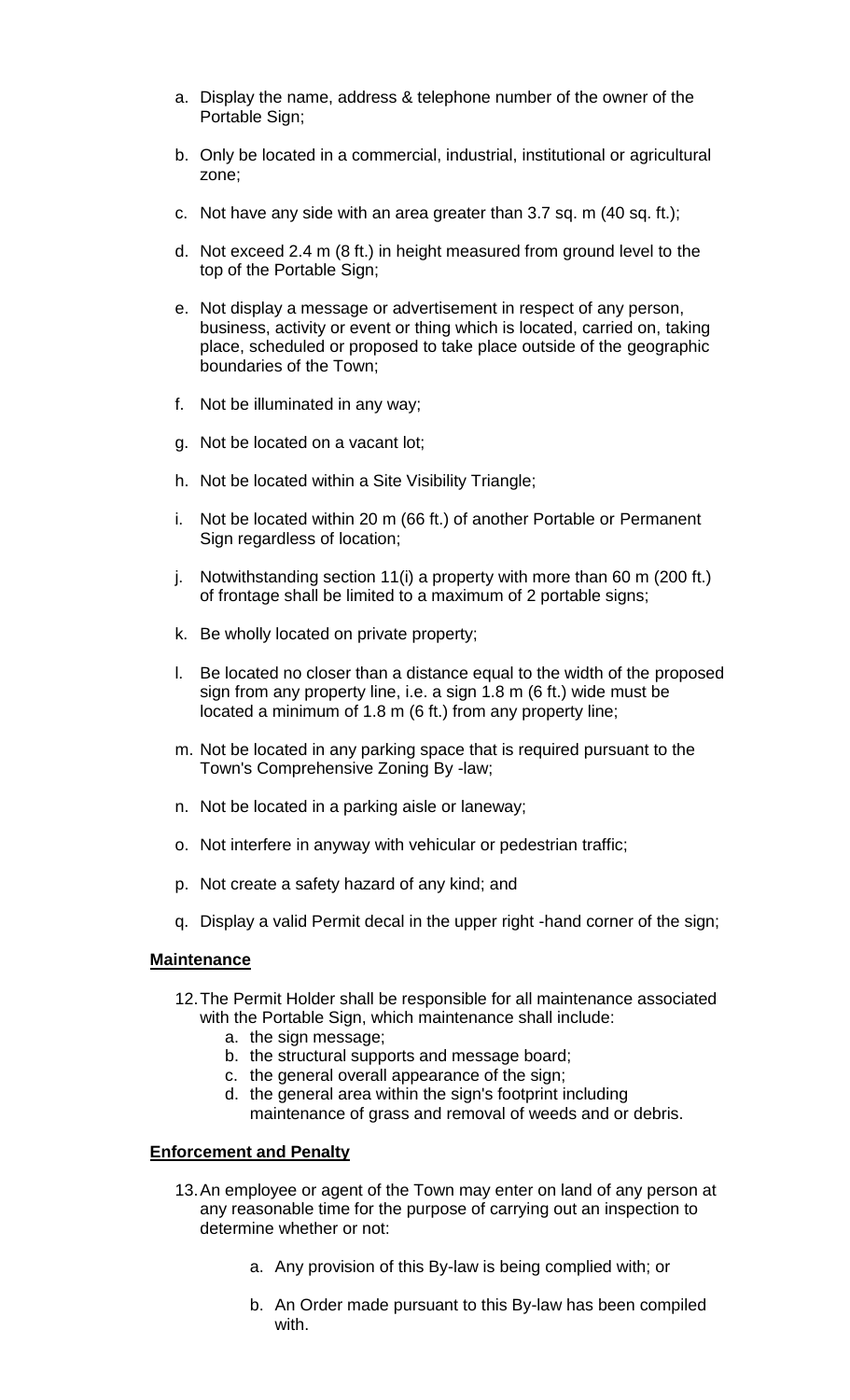a. Display the name, address & telephone number of the owner of the Portable Sign;

b. Only be located in a commercial, industrial, institutional or agricultural zone;

c. Not have any side with an area greater than 3.7 sq. m (40 sq. ft.);

d. Not exceed 2.4 m (8 ft.) in height measured from ground level to the top of the Portable Sign;

e. Not display a message or advertisement in respect of any person, business, activity or event or thing which is located, carried on, taking place, scheduled or proposed to take place outside of the geographic boundaries of the Town;

f. Not be illuminated in any way;

g. Not be located on a vacant lot;

h. Not be located within a Site Visibility Triangle;

i. Not be located within 20 m (66 ft.) of another Portable or Permanent Sign regardless of location;

j. Notwithstanding section 11(i) a property with more than 60 m (200 ft.) of frontage shall be limited to a maximum of 2 portable signs;

k. Be wholly located on private property;

l. Be located no closer than a distance equal to the width of the proposed sign from any property line, i.e. a sign 1.8 m (6 ft.) wide must be located a minimum of 1.8 m (6 ft.) from any property line;

m. Not be located in any parking space that is required pursuant to the Town's Comprehensive Zoning By -law;

n. Not be located in a parking aisle or laneway;

o. Not interfere in anyway with vehicular or pedestrian traffic;

p. Not create a safety hazard of any kind; and

q. Display a valid Permit decal in the upper right -hand corner of the sign;

**Maintenance**

12. The Permit Holder shall be responsible for all maintenance associated with the Portable Sign, which maintenance shall include:
    a. the sign message;
    b. the structural supports and message board;
    c. the general overall appearance of the sign;
    d. the general area within the sign's footprint including maintenance of grass and removal of weeds and or debris.

**Enforcement and Penalty**

13. An employee or agent of the Town may enter on land of any person at any reasonable time for the purpose of carrying out an inspection to determine whether or not:

    a. Any provision of this By-law is being complied with; or

    b. An Order made pursuant to this By-law has been compiled with.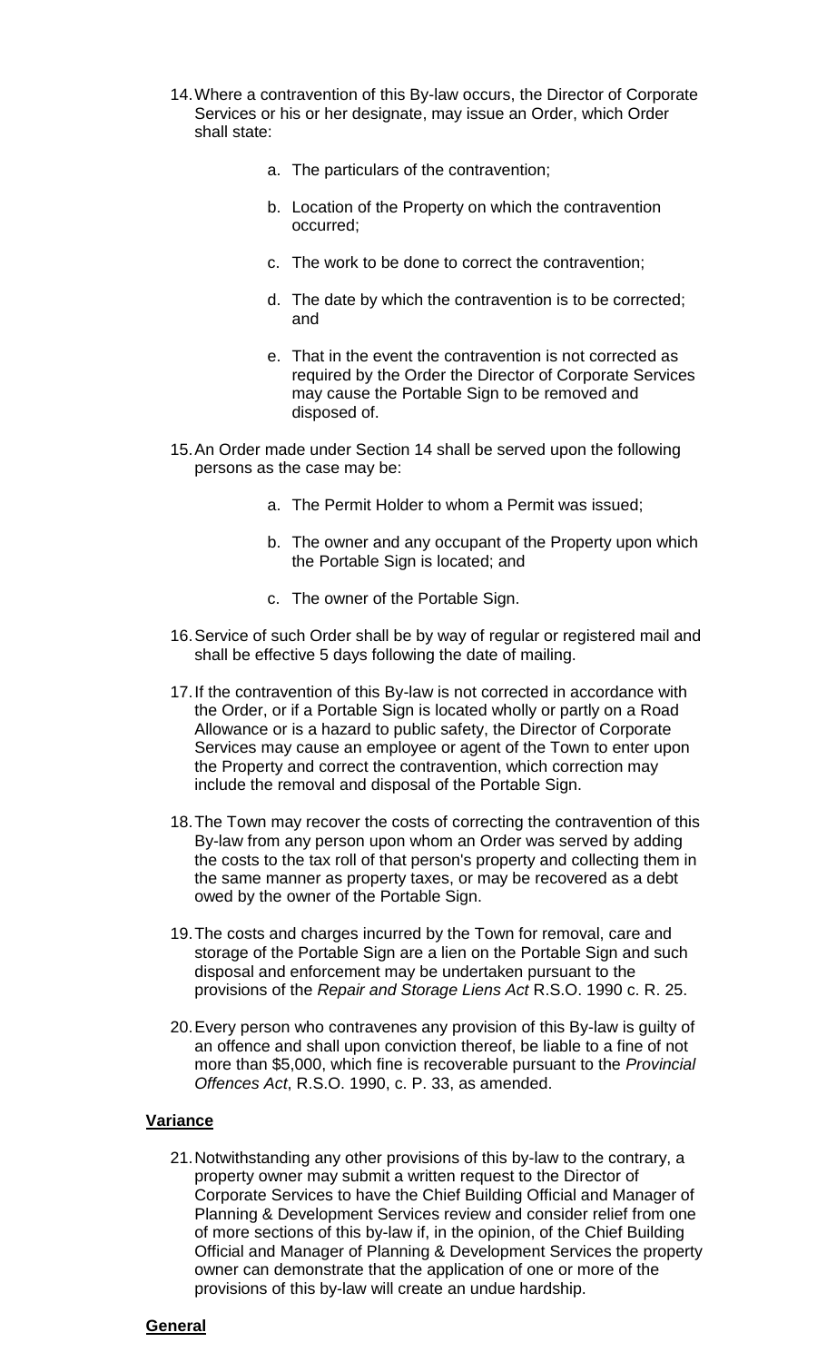14. Where a contravention of this By-law occurs, the Director of Corporate Services or his or her designate, may issue an Order, which Order shall state:

    a. The particulars of the contravention;

    b. Location of the Property on which the contravention occurred;

    c. The work to be done to correct the contravention;

    d. The date by which the contravention is to be corrected; and

    e. That in the event the contravention is not corrected as required by the Order the Director of Corporate Services may cause the Portable Sign to be removed and disposed of.

15. An Order made under Section 14 shall be served upon the following persons as the case may be:

    a. The Permit Holder to whom a Permit was issued;

    b. The owner and any occupant of the Property upon which the Portable Sign is located; and

    c. The owner of the Portable Sign.

16. Service of such Order shall be by way of regular or registered mail and shall be effective 5 days following the date of mailing.

17. If the contravention of this By-law is not corrected in accordance with the Order, or if a Portable Sign is located wholly or partly on a Road Allowance or is a hazard to public safety, the Director of Corporate Services may cause an employee or agent of the Town to enter upon the Property and correct the contravention, which correction may include the removal and disposal of the Portable Sign.

18. The Town may recover the costs of correcting the contravention of this By-law from any person upon whom an Order was served by adding the costs to the tax roll of that person's property and collecting them in the same manner as property taxes, or may be recovered as a debt owed by the owner of the Portable Sign.

19. The costs and charges incurred by the Town for removal, care and storage of the Portable Sign are a lien on the Portable Sign and such disposal and enforcement may be undertaken pursuant to the provisions of the *Repair and Storage Liens Act* R.S.O. 1990 c. R. 25.

20. Every person who contravenes any provision of this By-law is guilty of an offence and shall upon conviction thereof, be liable to a fine of not more than $5,000, which fine is recoverable pursuant to the *Provincial Offences Act*, R.S.O. 1990, c. P. 33, as amended.

**Variance**

21. Notwithstanding any other provisions of this by-law to the contrary, a property owner may submit a written request to the Director of Corporate Services to have the Chief Building Official and Manager of Planning & Development Services review and consider relief from one of more sections of this by-law if, in the opinion, of the Chief Building Official and Manager of Planning & Development Services the property owner can demonstrate that the application of one or more of the provisions of this by-law will create an undue hardship.

**General**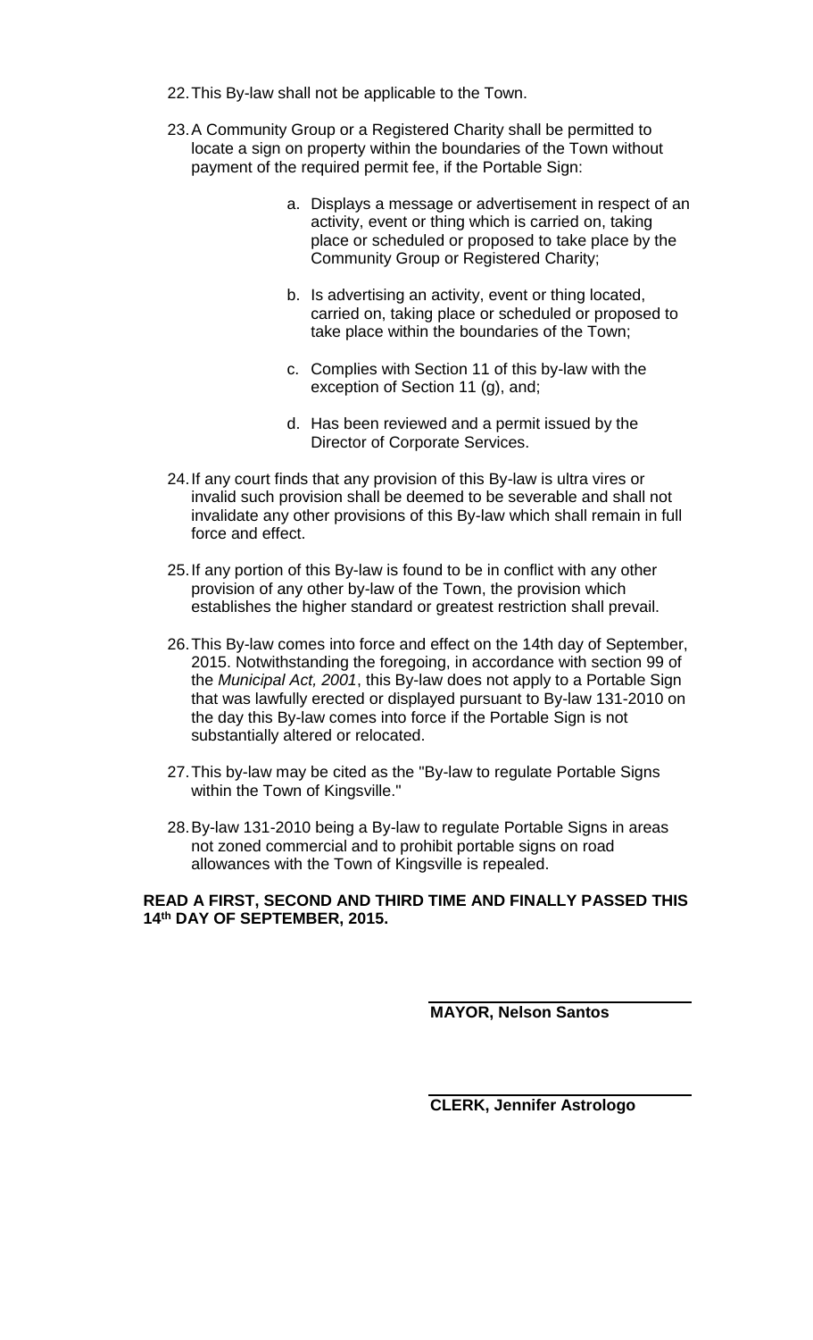22. This By-law shall not be applicable to the Town.

23. A Community Group or a Registered Charity shall be permitted to locate a sign on property within the boundaries of the Town without payment of the required permit fee, if the Portable Sign:

    a. Displays a message or advertisement in respect of an activity, event or thing which is carried on, taking place or scheduled or proposed to take place by the Community Group or Registered Charity;

    b. Is advertising an activity, event or thing located, carried on, taking place or scheduled or proposed to take place within the boundaries of the Town;

    c. Complies with Section 11 of this by-law with the exception of Section 11 (g), and;

    d. Has been reviewed and a permit issued by the Director of Corporate Services.

24. If any court finds that any provision of this By-law is ultra vires or invalid such provision shall be deemed to be severable and shall not invalidate any other provisions of this By-law which shall remain in full force and effect.

25. If any portion of this By-law is found to be in conflict with any other provision of any other by-law of the Town, the provision which establishes the higher standard or greatest restriction shall prevail.

26. This By-law comes into force and effect on the 14th day of September, 2015. Notwithstanding the foregoing, in accordance with section 99 of the *Municipal Act, 2001*, this By-law does not apply to a Portable Sign that was lawfully erected or displayed pursuant to By-law 131-2010 on the day this By-law comes into force if the Portable Sign is not substantially altered or relocated.

27. This by-law may be cited as the "By-law to regulate Portable Signs within the Town of Kingsville."

28. By-law 131-2010 being a By-law to regulate Portable Signs in areas not zoned commercial and to prohibit portable signs on road allowances with the Town of Kingsville is repealed.

**READ A FIRST, SECOND AND THIRD TIME AND FINALLY PASSED THIS 14th DAY OF SEPTEMBER, 2015.**

______________________________

**MAYOR, Nelson Santos**

______________________________

**CLERK, Jennifer Astrologo**